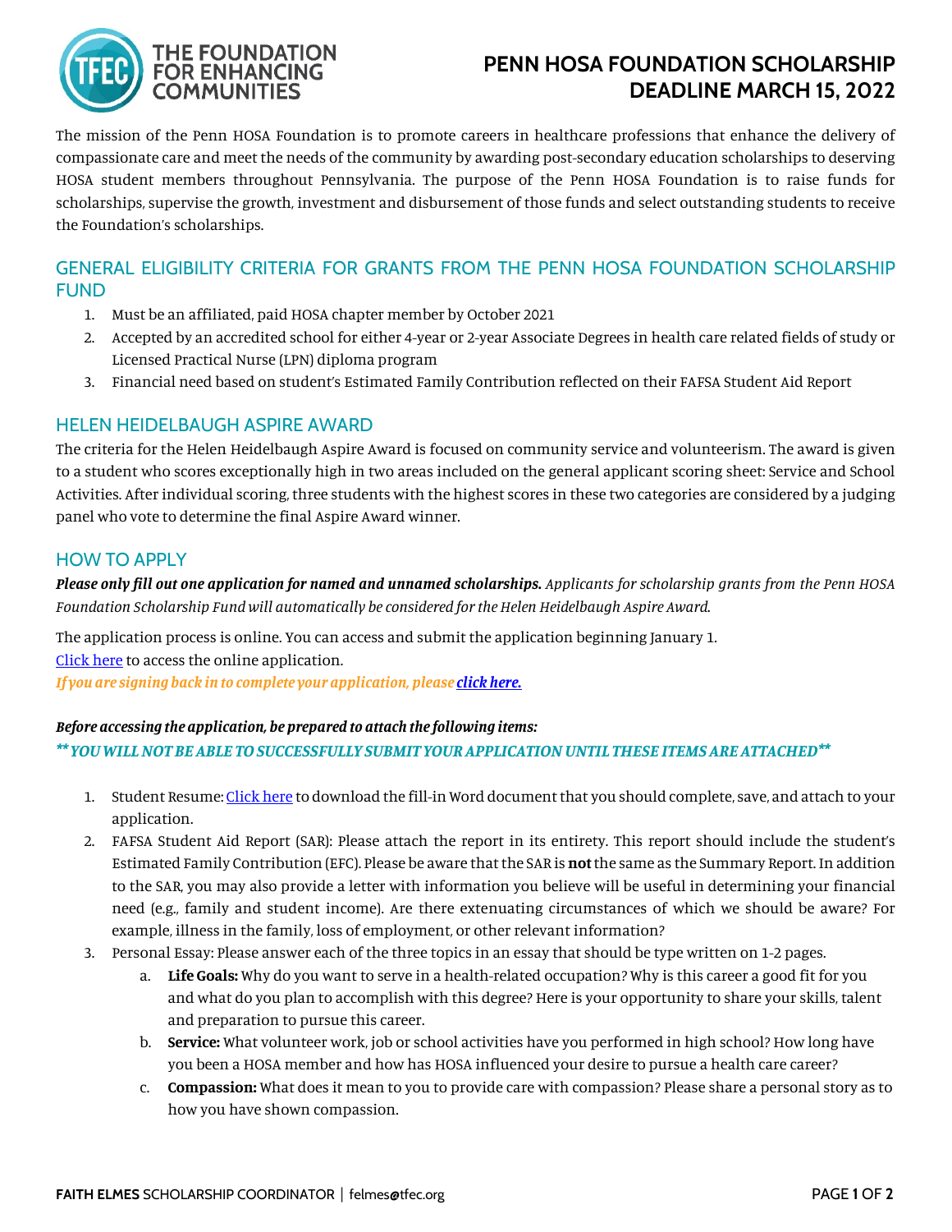# PENN HOSA FOUNDATION SCHOLARSHIP DEADLINE MARCH 15, 2022

The mission of the Penn HOSA Foundation is to promote careers in healthcare professions that enhance the delivery of compassionate care and meet the needs of the community by awarding post-secondary education scholarships to deserving HOSA student members throughout Pennsylvania. The purpose of the Penn HOSA Foundation is to raise funds for scholarships, supervise the growth, investment and disbursement of those funds and select outstanding students to receive the Foundation's scholarships.

## GENERAL ELIGIBILITY CRITERIA FOR GRANTS FROM THE PENN HOSA FOUNDATION SCHOLARSHIP FUND

1. Must be an affiliated, paid HOSA chapter member by October 2021
2. Accepted by an accredited school for either 4-year or 2-year Associate Degrees in health care related fields of study or Licensed Practical Nurse (LPN) diploma program
3. Financial need based on student's Estimated Family Contribution reflected on their FAFSA Student Aid Report

## HELEN HEIDELBAUGH ASPIRE AWARD

The criteria for the Helen Heidelbaugh Aspire Award is focused on community service and volunteerism. The award is given to a student who scores exceptionally high in two areas included on the general applicant scoring sheet: Service and School Activities. After individual scoring, three students with the highest scores in these two categories are considered by a judging panel who vote to determine the final Aspire Award winner.

## HOW TO APPLY

***Please only fill out one application for named and unnamed scholarships.*** *Applicants for scholarship grants from the Penn HOSA Foundation Scholarship Fund will automatically be considered for the Helen Heidelbaugh Aspire Award.*

The application process is online. You can access and submit the application beginning January 1.
Click here to access the online application.
*If you are signing back in to complete your application, please **click here.***

***Before accessing the application, be prepared to attach the following items:***
***\*\* YOU WILL NOT BE ABLE TO SUCCESSFULLY SUBMIT YOUR APPLICATION UNTIL THESE ITEMS ARE ATTACHED\*\****

1. Student Resume: Click here to download the fill-in Word document that you should complete, save, and attach to your application.
2. FAFSA Student Aid Report (SAR): Please attach the report in its entirety. This report should include the student's Estimated Family Contribution (EFC). Please be aware that the SAR is **not** the same as the Summary Report. In addition to the SAR, you may also provide a letter with information you believe will be useful in determining your financial need (e.g., family and student income). Are there extenuating circumstances of which we should be aware? For example, illness in the family, loss of employment, or other relevant information?
3. Personal Essay: Please answer each of the three topics in an essay that should be type written on 1-2 pages.
   a. **Life Goals:** Why do you want to serve in a health-related occupation? Why is this career a good fit for you and what do you plan to accomplish with this degree? Here is your opportunity to share your skills, talent and preparation to pursue this career.
   b. **Service:** What volunteer work, job or school activities have you performed in high school? How long have you been a HOSA member and how has HOSA influenced your desire to pursue a health care career?
   c. **Compassion:** What does it mean to you to provide care with compassion? Please share a personal story as to how you have shown compassion.

**FAITH ELMES** SCHOLARSHIP COORDINATOR | felmes@tfec.org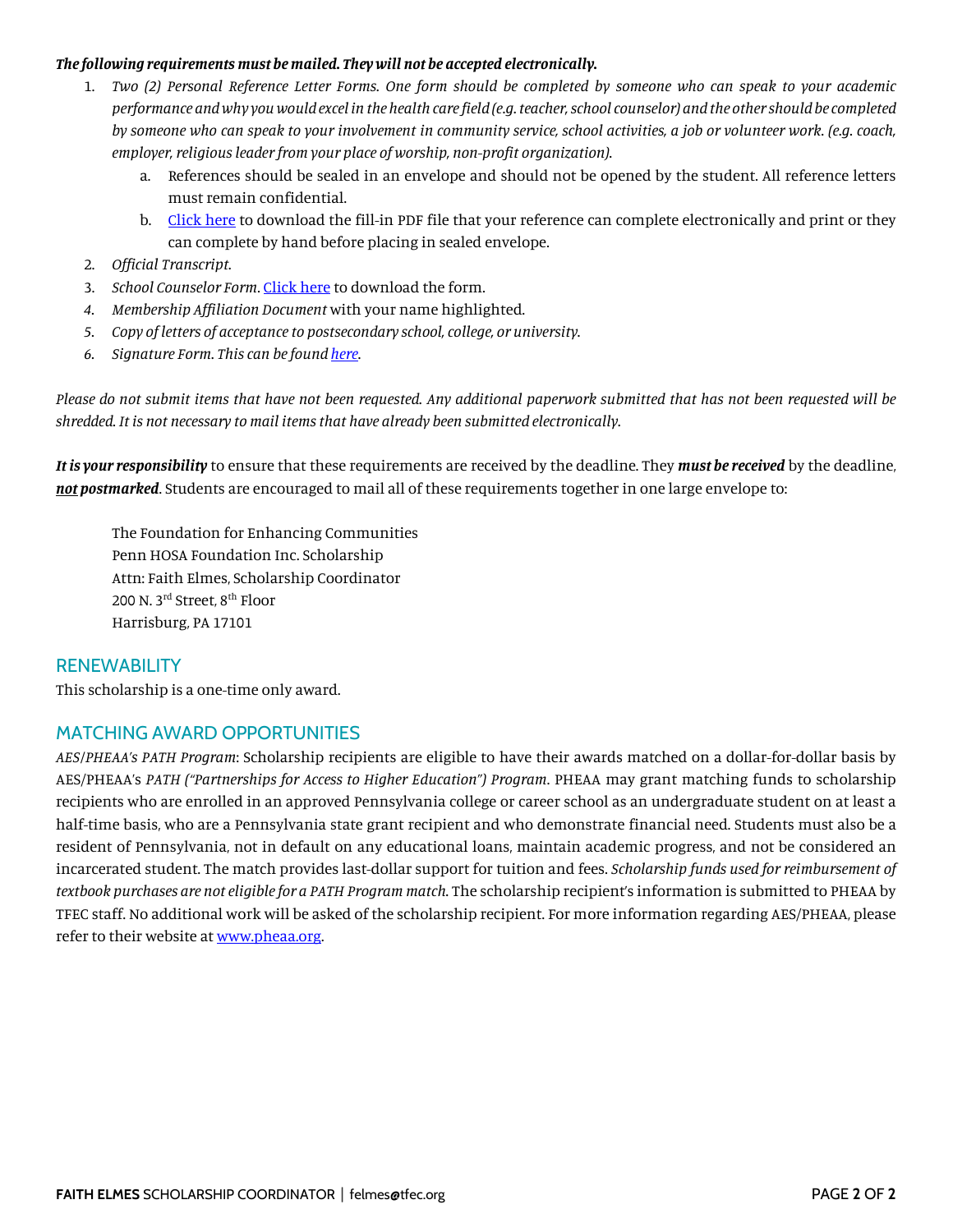***The following requirements must be mailed. They will not be accepted electronically.***

1. *Two (2) Personal Reference Letter Forms. One form should be completed by someone who can speak to your academic performance and why you would excel in the health care field (e.g. teacher, school counselor) and the other should be completed by someone who can speak to your involvement in community service, school activities, a job or volunteer work. (e.g. coach, employer, religious leader from your place of worship, non-profit organization).*
   a. References should be sealed in an envelope and should not be opened by the student. All reference letters must remain confidential.
   b. Click here to download the fill-in PDF file that your reference can complete electronically and print or they can complete by hand before placing in sealed envelope.
2. *Official Transcript.*
3. *School Counselor Form*. Click here to download the form.
4. *Membership Affiliation Document* with your name highlighted.
5. *Copy of letters of acceptance to postsecondary school, college, or university.*
6. *Signature Form. This can be found here.*

*Please do not submit items that have not been requested. Any additional paperwork submitted that has not been requested will be shredded. It is not necessary to mail items that have already been submitted electronically.*

***It is your responsibility*** to ensure that these requirements are received by the deadline. They ***must be received*** by the deadline, ***not postmarked***. Students are encouraged to mail all of these requirements together in one large envelope to:

The Foundation for Enhancing Communities
Penn HOSA Foundation Inc. Scholarship
Attn: Faith Elmes, Scholarship Coordinator
200 N. 3rd Street, 8th Floor
Harrisburg, PA 17101

## RENEWABILITY

This scholarship is a one-time only award.

## MATCHING AWARD OPPORTUNITIES

*AES/PHEAA's PATH Program*: Scholarship recipients are eligible to have their awards matched on a dollar-for-dollar basis by AES/PHEAA's *PATH ("Partnerships for Access to Higher Education") Program*. PHEAA may grant matching funds to scholarship recipients who are enrolled in an approved Pennsylvania college or career school as an undergraduate student on at least a half-time basis, who are a Pennsylvania state grant recipient and who demonstrate financial need. Students must also be a resident of Pennsylvania, not in default on any educational loans, maintain academic progress, and not be considered an incarcerated student. The match provides last-dollar support for tuition and fees. *Scholarship funds used for reimbursement of textbook purchases are not eligible for a PATH Program match.* The scholarship recipient's information is submitted to PHEAA by TFEC staff. No additional work will be asked of the scholarship recipient. For more information regarding AES/PHEAA, please refer to their website at www.pheaa.org.